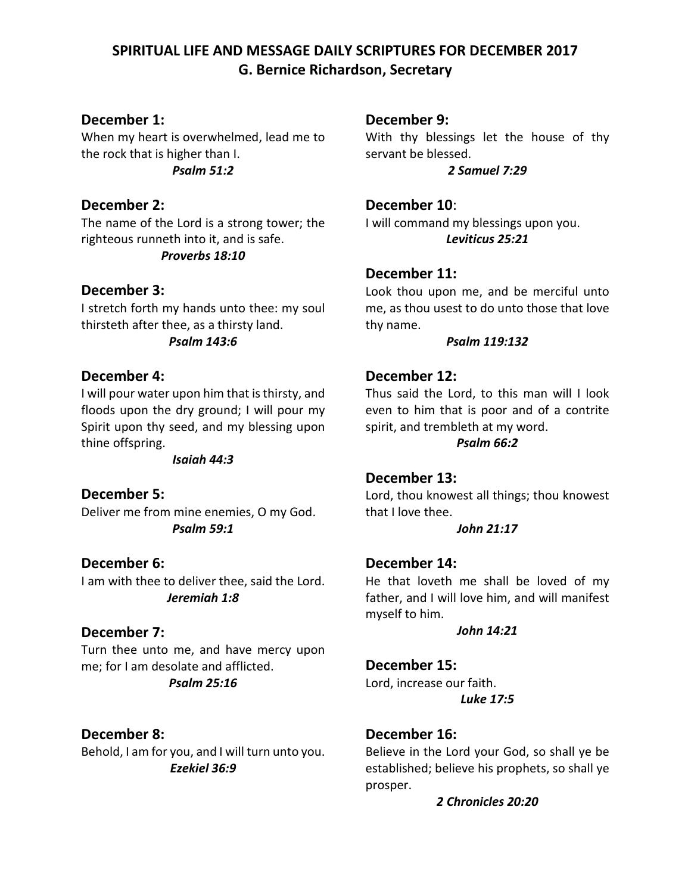# SPIRITUAL LIFE AND MESSAGE DAILY SCRIPTURES FOR DECEMBER 2017

## G. Bernice Richardson, Secretary

### December 1:

When my heart is overwhelmed, lead me to the rock that is higher than I.

***Psalm 51:2***

### December 2:

The name of the Lord is a strong tower; the righteous runneth into it, and is safe.

***Proverbs 18:10***

### December 3:

I stretch forth my hands unto thee: my soul thirsteth after thee, as a thirsty land.

***Psalm 143:6***

### December 4:

I will pour water upon him that is thirsty, and floods upon the dry ground; I will pour my Spirit upon thy seed, and my blessing upon thine offspring.

***Isaiah 44:3***

### December 5:

Deliver me from mine enemies, O my God.

***Psalm 59:1***

### December 6:

I am with thee to deliver thee, said the Lord.

***Jeremiah 1:8***

### December 7:

Turn thee unto me, and have mercy upon me; for I am desolate and afflicted.

***Psalm 25:16***

### December 8:

Behold, I am for you, and I will turn unto you.

***Ezekiel 36:9***

### December 9:

With thy blessings let the house of thy servant be blessed.

***2 Samuel 7:29***

### December 10:

I will command my blessings upon you.

***Leviticus 25:21***

### December 11:

Look thou upon me, and be merciful unto me, as thou usest to do unto those that love thy name.

***Psalm 119:132***

### December 12:

Thus said the Lord, to this man will I look even to him that is poor and of a contrite spirit, and trembleth at my word.

***Psalm 66:2***

### December 13:

Lord, thou knowest all things; thou knowest that I love thee.

***John 21:17***

### December 14:

He that loveth me shall be loved of my father, and I will love him, and will manifest myself to him.

***John 14:21***

### December 15:

Lord, increase our faith.

***Luke 17:5***

### December 16:

Believe in the Lord your God, so shall ye be established; believe his prophets, so shall ye prosper.

***2 Chronicles 20:20***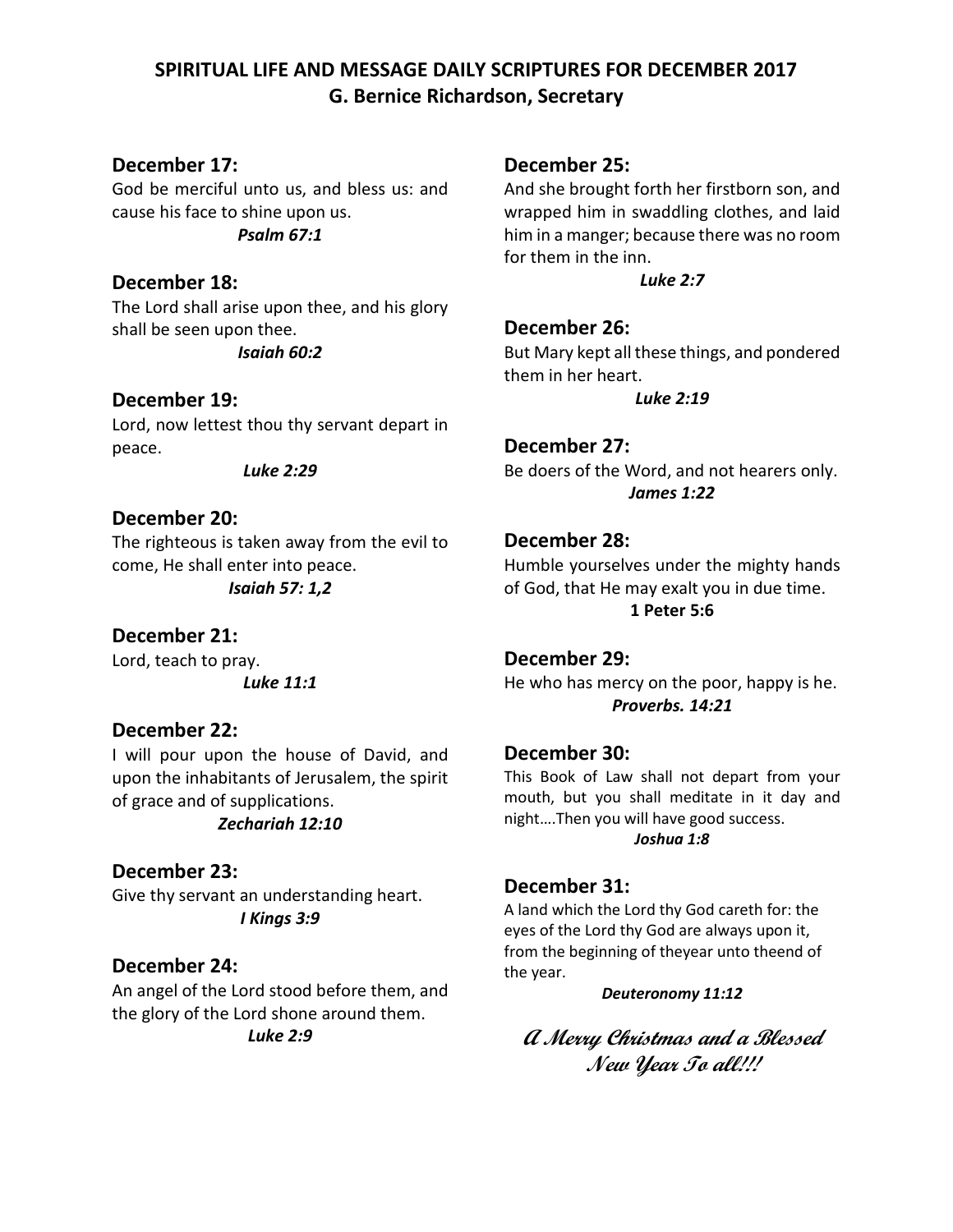## SPIRITUAL LIFE AND MESSAGE DAILY SCRIPTURES FOR DECEMBER 2017
## G. Bernice Richardson, Secretary

### December 17:
God be merciful unto us, and bless us: and cause his face to shine upon us.

***Psalm 67:1***

### December 18:
The Lord shall arise upon thee, and his glory shall be seen upon thee.

***Isaiah 60:2***

### December 19:
Lord, now lettest thou thy servant depart in peace.

***Luke 2:29***

### December 20:
The righteous is taken away from the evil to come, He shall enter into peace.

***Isaiah 57: 1,2***

### December 21:
Lord, teach to pray.

***Luke 11:1***

### December 22:
I will pour upon the house of David, and upon the inhabitants of Jerusalem, the spirit of grace and of supplications.

***Zechariah 12:10***

### December 23:
Give thy servant an understanding heart.

***I Kings 3:9***

### December 24:
An angel of the Lord stood before them, and the glory of the Lord shone around them.

***Luke 2:9***

### December 25:
And she brought forth her firstborn son, and wrapped him in swaddling clothes, and laid him in a manger; because there was no room for them in the inn.

***Luke 2:7***

### December 26:
But Mary kept all these things, and pondered them in her heart.

***Luke 2:19***

### December 27:
Be doers of the Word, and not hearers only.

***James 1:22***

### December 28:
Humble yourselves under the mighty hands of God, that He may exalt you in due time.

**1 Peter 5:6**

### December 29:
He who has mercy on the poor, happy is he.

***Proverbs. 14:21***

### December 30:
This Book of Law shall not depart from your mouth, but you shall meditate in it day and night….Then you will have good success.

***Joshua 1:8***

### December 31:
A land which the Lord thy God careth for: the eyes of the Lord thy God are always upon it, from the beginning of theyear unto theend of the year.

***Deuteronomy 11:12***

***A Merry Christmas and a Blessed New Year To all!!!***